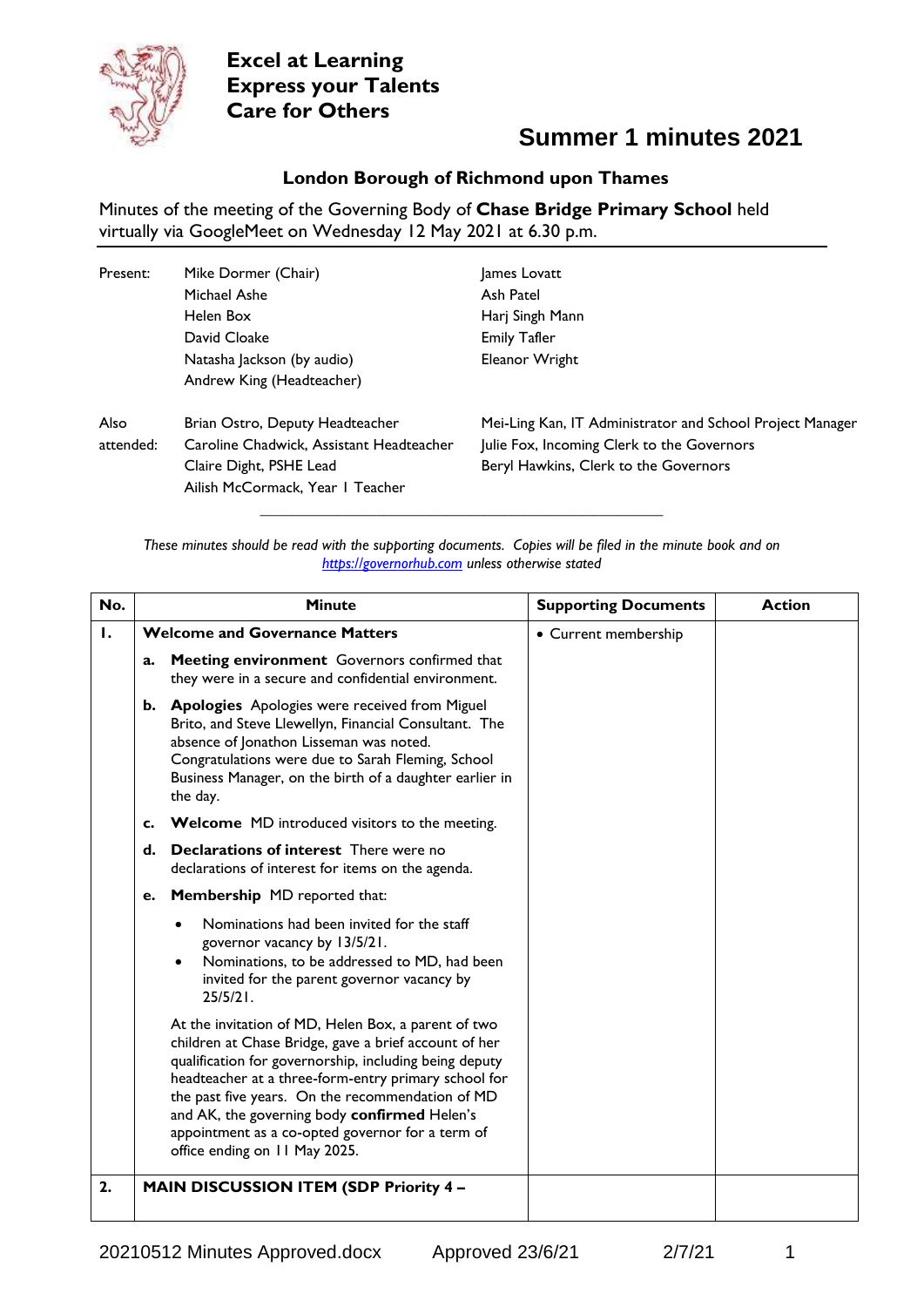**Excel at Learning**
**Express your Talents**
**Care for Others**

# Summer 1 minutes 2021

## London Borough of Richmond upon Thames

Minutes of the meeting of the Governing Body of **Chase Bridge Primary School** held virtually via GoogleMeet on Wednesday 12 May 2021 at 6.30 p.m.

| | | |
|---|---|---|
| Present: | Mike Dormer (Chair) | James Lovatt |
| | Michael Ashe | Ash Patel |
| | Helen Box | Harj Singh Mann |
| | David Cloake | Emily Tafler |
| | Natasha Jackson (by audio) | Eleanor Wright |
| | Andrew King (Headteacher) | |
| Also attended: | Brian Ostro, Deputy Headteacher | Mei-Ling Kan, IT Administrator and School Project Manager |
| | Caroline Chadwick, Assistant Headteacher | Julie Fox, Incoming Clerk to the Governors |
| | Claire Dight, PSHE Lead | Beryl Hawkins, Clerk to the Governors |
| | Ailish McCormack, Year 1 Teacher | |

*These minutes should be read with the supporting documents. Copies will be filed in the minute book and on https://governorhub.com unless otherwise stated*

| No. | Minute | Supporting Documents | Action |
|---|---|---|---|
| **1.** | **Welcome and Governance Matters** | • Current membership | |
| | **a. Meeting environment** Governors confirmed that they were in a secure and confidential environment. | | |
| | **b. Apologies** Apologies were received from Miguel Brito, and Steve Llewellyn, Financial Consultant. The absence of Jonathon Lisseman was noted. Congratulations were due to Sarah Fleming, School Business Manager, on the birth of a daughter earlier in the day. | | |
| | **c. Welcome** MD introduced visitors to the meeting. | | |
| | **d. Declarations of interest** There were no declarations of interest for items on the agenda. | | |
| | **e. Membership** MD reported that:<br>• Nominations had been invited for the staff governor vacancy by 13/5/21.<br>• Nominations, to be addressed to MD, had been invited for the parent governor vacancy by 25/5/21.<br><br>At the invitation of MD, Helen Box, a parent of two children at Chase Bridge, gave a brief account of her qualification for governorship, including being deputy headteacher at a three-form-entry primary school for the past five years. On the recommendation of MD and AK, the governing body **confirmed** Helen's appointment as a co-opted governor for a term of office ending on 11 May 2025. | | |
| **2.** | **MAIN DISCUSSION ITEM (SDP Priority 4 –** | | |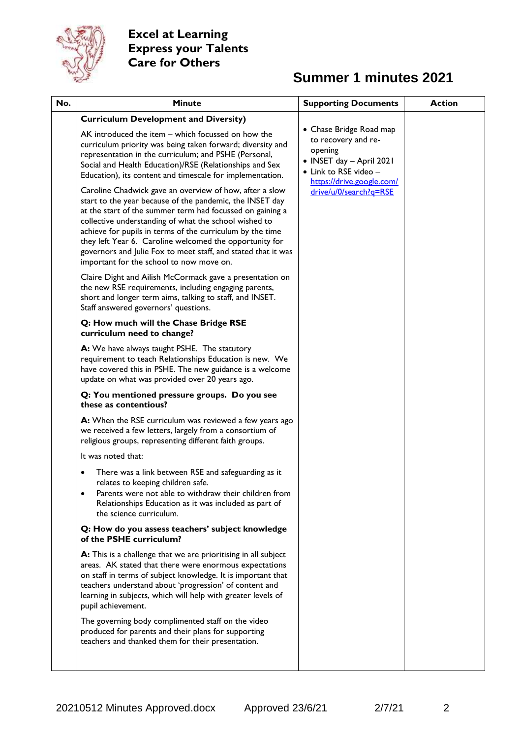**Excel at Learning**
**Express your Talents**
**Care for Others**

# Summer 1 minutes 2021

| No. | Minute | Supporting Documents | Action |
|---|---|---|---|
| | **Curriculum Development and Diversity)**<br><br>AK introduced the item – which focussed on how the curriculum priority was being taken forward; diversity and representation in the curriculum; and PSHE (Personal, Social and Health Education)/RSE (Relationships and Sex Education), its content and timescale for implementation.<br><br>Caroline Chadwick gave an overview of how, after a slow start to the year because of the pandemic, the INSET day at the start of the summer term had focussed on gaining a collective understanding of what the school wished to achieve for pupils in terms of the curriculum by the time they left Year 6. Caroline welcomed the opportunity for governors and Julie Fox to meet staff, and stated that it was important for the school to now move on.<br><br>Claire Dight and Ailish McCormack gave a presentation on the new RSE requirements, including engaging parents, short and longer term aims, talking to staff, and INSET. Staff answered governors' questions.<br><br>**Q: How much will the Chase Bridge RSE curriculum need to change?**<br><br>**A:** We have always taught PSHE. The statutory requirement to teach Relationships Education is new. We have covered this in PSHE. The new guidance is a welcome update on what was provided over 20 years ago.<br><br>**Q: You mentioned pressure groups. Do you see these as contentious?**<br><br>**A:** When the RSE curriculum was reviewed a few years ago we received a few letters, largely from a consortium of religious groups, representing different faith groups.<br><br>It was noted that:<br>• There was a link between RSE and safeguarding as it relates to keeping children safe.<br>• Parents were not able to withdraw their children from Relationships Education as it was included as part of the science curriculum.<br><br>**Q: How do you assess teachers' subject knowledge of the PSHE curriculum?**<br><br>**A:** This is a challenge that we are prioritising in all subject areas. AK stated that there were enormous expectations on staff in terms of subject knowledge. It is important that teachers understand about 'progression' of content and learning in subjects, which will help with greater levels of pupil achievement.<br><br>The governing body complimented staff on the video produced for parents and their plans for supporting teachers and thanked them for their presentation. | • Chase Bridge Road map to recovery and re-opening<br>• INSET day – April 2021<br>• Link to RSE video – https://drive.google.com/drive/u/0/search?q=RSE | |

20210512 Minutes Approved.docx Approved 23/6/21 2/7/21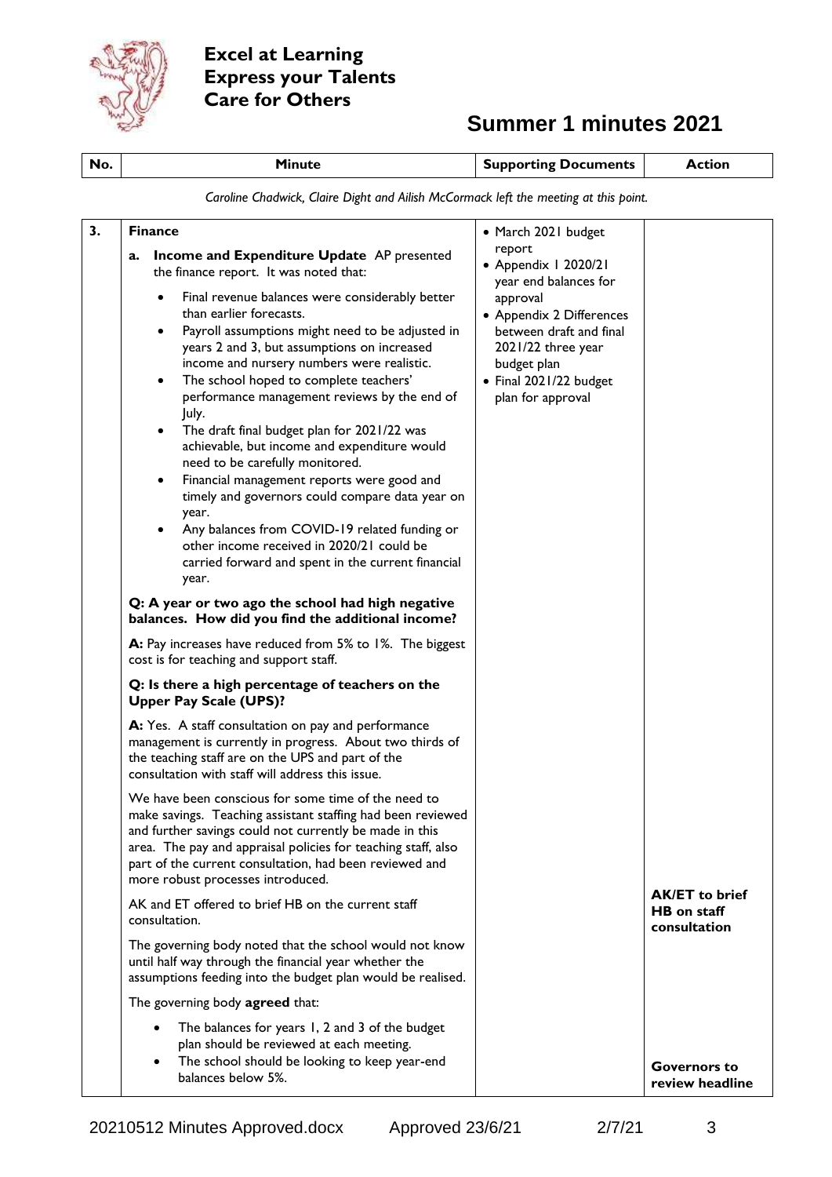**Excel at Learning**
**Express your Talents**
**Care for Others**

# Summer 1 minutes 2021

| No. | Minute | Supporting Documents | Action |
|---|---|---|---|

*Caroline Chadwick, Claire Dight and Ailish McCormack left the meeting at this point.*

| No. | Minute | Supporting Documents | Action |
|---|---|---|---|
| 3. | **Finance**<br><br>**a. Income and Expenditure Update** AP presented the finance report. It was noted that:<br>• Final revenue balances were considerably better than earlier forecasts.<br>• Payroll assumptions might need to be adjusted in years 2 and 3, but assumptions on increased income and nursery numbers were realistic.<br>• The school hoped to complete teachers' performance management reviews by the end of July.<br>• The draft final budget plan for 2021/22 was achievable, but income and expenditure would need to be carefully monitored.<br>• Financial management reports were good and timely and governors could compare data year on year.<br>• Any balances from COVID-19 related funding or other income received in 2020/21 could be carried forward and spent in the current financial year.<br><br>**Q: A year or two ago the school had high negative balances. How did you find the additional income?**<br><br>**A:** Pay increases have reduced from 5% to 1%. The biggest cost is for teaching and support staff.<br><br>**Q: Is there a high percentage of teachers on the Upper Pay Scale (UPS)?**<br><br>**A:** Yes. A staff consultation on pay and performance management is currently in progress. About two thirds of the teaching staff are on the UPS and part of the consultation with staff will address this issue.<br><br>We have been conscious for some time of the need to make savings. Teaching assistant staffing had been reviewed and further savings could not currently be made in this area. The pay and appraisal policies for teaching staff, also part of the current consultation, had been reviewed and more robust processes introduced.<br><br>AK and ET offered to brief HB on the current staff consultation.<br><br>The governing body noted that the school would not know until half way through the financial year whether the assumptions feeding into the budget plan would be realised.<br><br>The governing body **agreed** that:<br>• The balances for years 1, 2 and 3 of the budget plan should be reviewed at each meeting.<br>• The school should be looking to keep year-end balances below 5%. | • March 2021 budget report<br>• Appendix 1 2020/21 year end balances for approval<br>• Appendix 2 Differences between draft and final 2021/22 three year budget plan<br>• Final 2021/22 budget plan for approval | **AK/ET to brief HB on staff consultation**<br><br>**Governors to review headline** |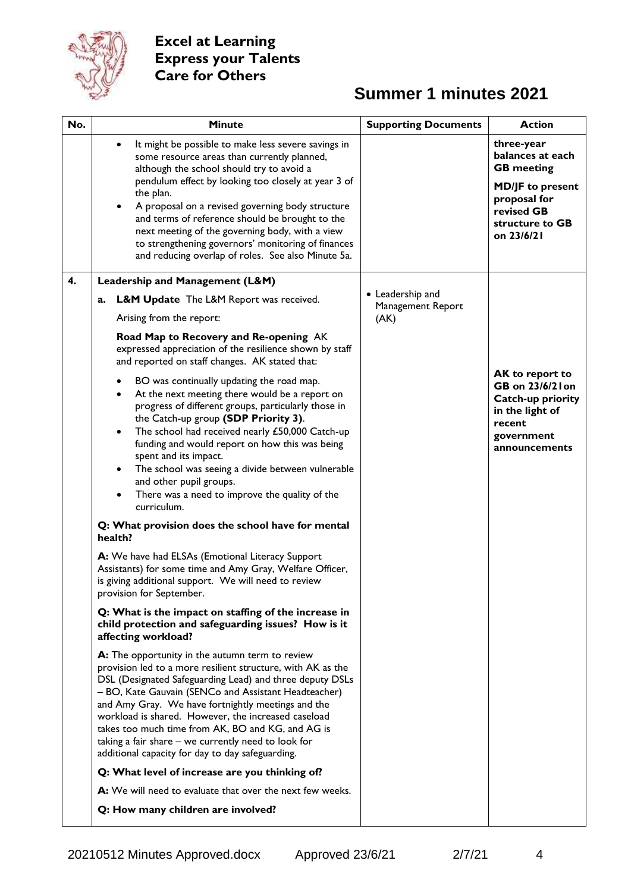**Excel at Learning**
**Express your Talents**
**Care for Others**

# Summer 1 minutes 2021

| No. | Minute | Supporting Documents | Action |
|---|---|---|---|
| | • It might be possible to make less severe savings in some resource areas than currently planned, although the school should try to avoid a pendulum effect by looking too closely at year 3 of the plan.<br>• A proposal on a revised governing body structure and terms of reference should be brought to the next meeting of the governing body, with a view to strengthening governors' monitoring of finances and reducing overlap of roles. See also Minute 5a. | | **three-year balances at each GB meeting**<br><br>**MD/JF to present proposal for revised GB structure to GB on 23/6/21** |
| **4.** | **Leadership and Management (L&M)**<br><br>**a. L&M Update** The L&M Report was received.<br><br>Arising from the report:<br><br>**Road Map to Recovery and Re-opening** AK expressed appreciation of the resilience shown by staff and reported on staff changes. AK stated that:<br><br>• BO was continually updating the road map.<br>• At the next meeting there would be a report on progress of different groups, particularly those in the Catch-up group **(SDP Priority 3)**.<br>• The school had received nearly £50,000 Catch-up funding and would report on how this was being spent and its impact.<br>• The school was seeing a divide between vulnerable and other pupil groups.<br>• There was a need to improve the quality of the curriculum.<br><br>**Q: What provision does the school have for mental health?**<br><br>**A:** We have had ELSAs (Emotional Literacy Support Assistants) for some time and Amy Gray, Welfare Officer, is giving additional support. We will need to review provision for September.<br><br>**Q: What is the impact on staffing of the increase in child protection and safeguarding issues? How is it affecting workload?**<br><br>**A:** The opportunity in the autumn term to review provision led to a more resilient structure, with AK as the DSL (Designated Safeguarding Lead) and three deputy DSLs – BO, Kate Gauvain (SENCo and Assistant Headteacher) and Amy Gray. We have fortnightly meetings and the workload is shared. However, the increased caseload takes too much time from AK, BO and KG, and AG is taking a fair share – we currently need to look for additional capacity for day to day safeguarding.<br><br>**Q: What level of increase are you thinking of?**<br><br>**A:** We will need to evaluate that over the next few weeks.<br><br>**Q: How many children are involved?** | • Leadership and Management Report (AK) | **AK to report to GB on 23/6/21on Catch-up priority in the light of recent government announcements** |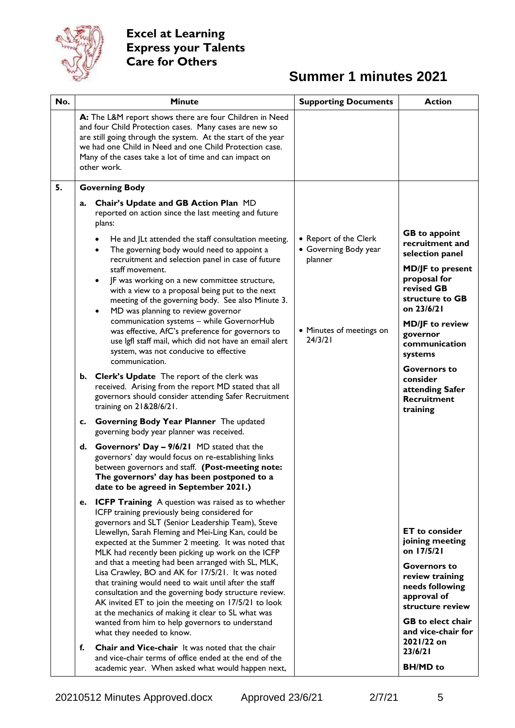**Excel at Learning**
**Express your Talents**
**Care for Others**

# Summer 1 minutes 2021

| No. | Minute | Supporting Documents | Action |
|---|---|---|---|
| | **A:** The L&M report shows there are four Children in Need and four Child Protection cases. Many cases are new so are still going through the system. At the start of the year we had one Child in Need and one Child Protection case. Many of the cases take a lot of time and can impact on other work. | | |
| **5.** | **Governing Body**<br><br>**a. Chair's Update and GB Action Plan** MD reported on action since the last meeting and future plans:<br>• He and JLt attended the staff consultation meeting.<br>• The governing body would need to appoint a recruitment and selection panel in case of future staff movement.<br>• JF was working on a new committee structure, with a view to a proposal being put to the next meeting of the governing body. See also Minute 3.<br>• MD was planning to review governor communication systems – while GovernorHub was effective, AfC's preference for governors to use lgfl staff mail, which did not have an email alert system, was not conducive to effective communication.<br><br>**b. Clerk's Update** The report of the clerk was received. Arising from the report MD stated that all governors should consider attending Safer Recruitment training on 21&28/6/21.<br><br>**c. Governing Body Year Planner** The updated governing body year planner was received.<br><br>**d. Governors' Day – 9/6/21** MD stated that the governors' day would focus on re-establishing links between governors and staff. **(Post-meeting note: The governors' day has been postponed to a date to be agreed in September 2021.)**<br><br>**e. ICFP Training** A question was raised as to whether ICFP training previously being considered for governors and SLT (Senior Leadership Team), Steve Llewellyn, Sarah Fleming and Mei-Ling Kan, could be expected at the Summer 2 meeting. It was noted that MLK had recently been picking up work on the ICFP and that a meeting had been arranged with SL, MLK, Lisa Crawley, BO and AK for 17/5/21. It was noted that training would need to wait until after the staff consultation and the governing body structure review. AK invited ET to join the meeting on 17/5/21 to look at the mechanics of making it clear to SL what was wanted from him to help governors to understand what they needed to know.<br><br>**f. Chair and Vice-chair** It was noted that the chair and vice-chair terms of office ended at the end of the academic year. When asked what would happen next, | • Report of the Clerk<br>• Governing Body year planner<br><br>• Minutes of meetings on 24/3/21 | **GB to appoint recruitment and selection panel**<br><br>**MD/JF to present proposal for revised GB structure to GB on 23/6/21**<br><br>**MD/JF to review governor communication systems**<br><br>**Governors to consider attending Safer Recruitment training**<br><br>**ET to consider joining meeting on 17/5/21**<br><br>**Governors to review training needs following approval of structure review**<br><br>**GB to elect chair and vice-chair for 2021/22 on 23/6/21**<br><br>**BH/MD to** |

20210512 Minutes Approved.docx Approved 23/6/21 2/7/21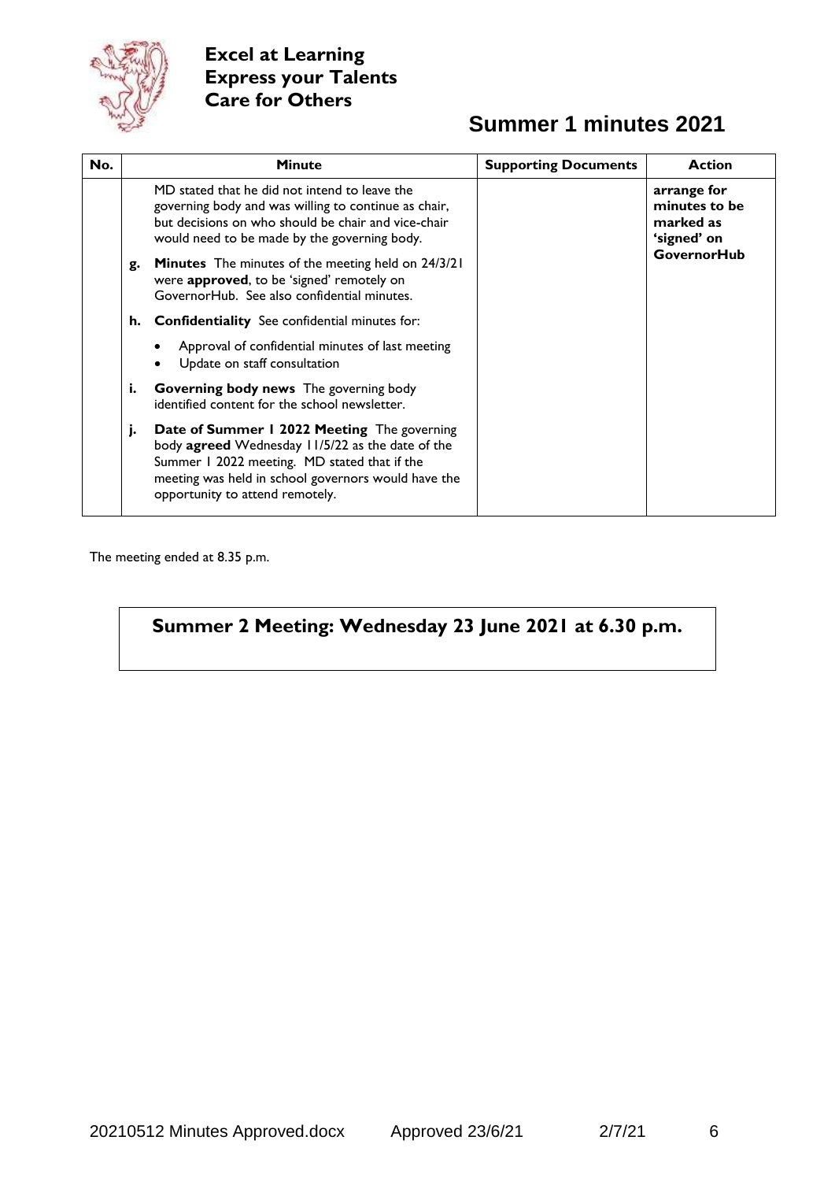**Excel at Learning**
**Express your Talents**
**Care for Others**

## Summer 1 minutes 2021

| No. | | Minute | Supporting Documents | Action |
|---|---|---|---|---|
| | | MD stated that he did not intend to leave the governing body and was willing to continue as chair, but decisions on who should be chair and vice-chair would need to be made by the governing body. | | **arrange for minutes to be marked as 'signed' on GovernorHub** |
| | g. | **Minutes** The minutes of the meeting held on 24/3/21 were **approved**, to be 'signed' remotely on GovernorHub. See also confidential minutes. | | |
| | h. | **Confidentiality** See confidential minutes for:<br>• Approval of confidential minutes of last meeting<br>• Update on staff consultation | | |
| | i. | **Governing body news** The governing body identified content for the school newsletter. | | |
| | j. | **Date of Summer 1 2022 Meeting** The governing body **agreed** Wednesday 11/5/22 as the date of the Summer 1 2022 meeting. MD stated that if the meeting was held in school governors would have the opportunity to attend remotely. | | |

The meeting ended at 8.35 p.m.

**Summer 2 Meeting: Wednesday 23 June 2021 at 6.30 p.m.**